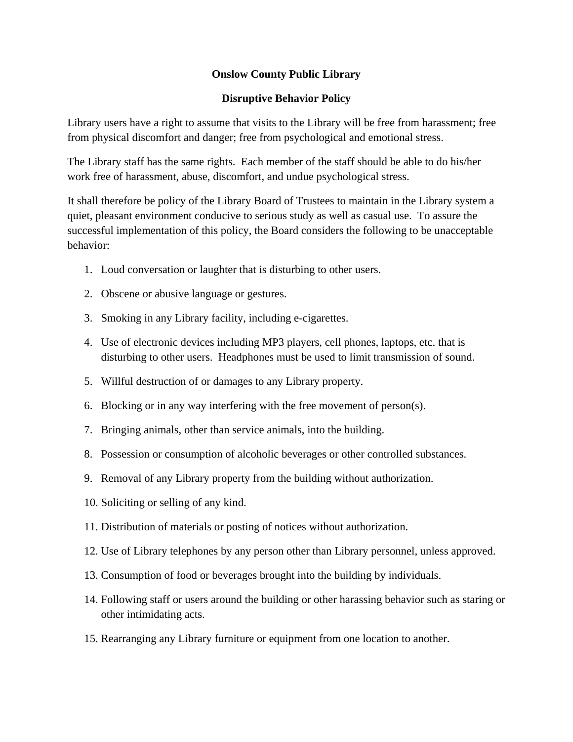# Onslow County Public Library

## Disruptive Behavior Policy

Library users have a right to assume that visits to the Library will be free from harassment; free from physical discomfort and danger; free from psychological and emotional stress.

The Library staff has the same rights. Each member of the staff should be able to do his/her work free of harassment, abuse, discomfort, and undue psychological stress.

It shall therefore be policy of the Library Board of Trustees to maintain in the Library system a quiet, pleasant environment conducive to serious study as well as casual use. To assure the successful implementation of this policy, the Board considers the following to be unacceptable behavior:

1. Loud conversation or laughter that is disturbing to other users.
2. Obscene or abusive language or gestures.
3. Smoking in any Library facility, including e-cigarettes.
4. Use of electronic devices including MP3 players, cell phones, laptops, etc. that is disturbing to other users. Headphones must be used to limit transmission of sound.
5. Willful destruction of or damages to any Library property.
6. Blocking or in any way interfering with the free movement of person(s).
7. Bringing animals, other than service animals, into the building.
8. Possession or consumption of alcoholic beverages or other controlled substances.
9. Removal of any Library property from the building without authorization.
10. Soliciting or selling of any kind.
11. Distribution of materials or posting of notices without authorization.
12. Use of Library telephones by any person other than Library personnel, unless approved.
13. Consumption of food or beverages brought into the building by individuals.
14. Following staff or users around the building or other harassing behavior such as staring or other intimidating acts.
15. Rearranging any Library furniture or equipment from one location to another.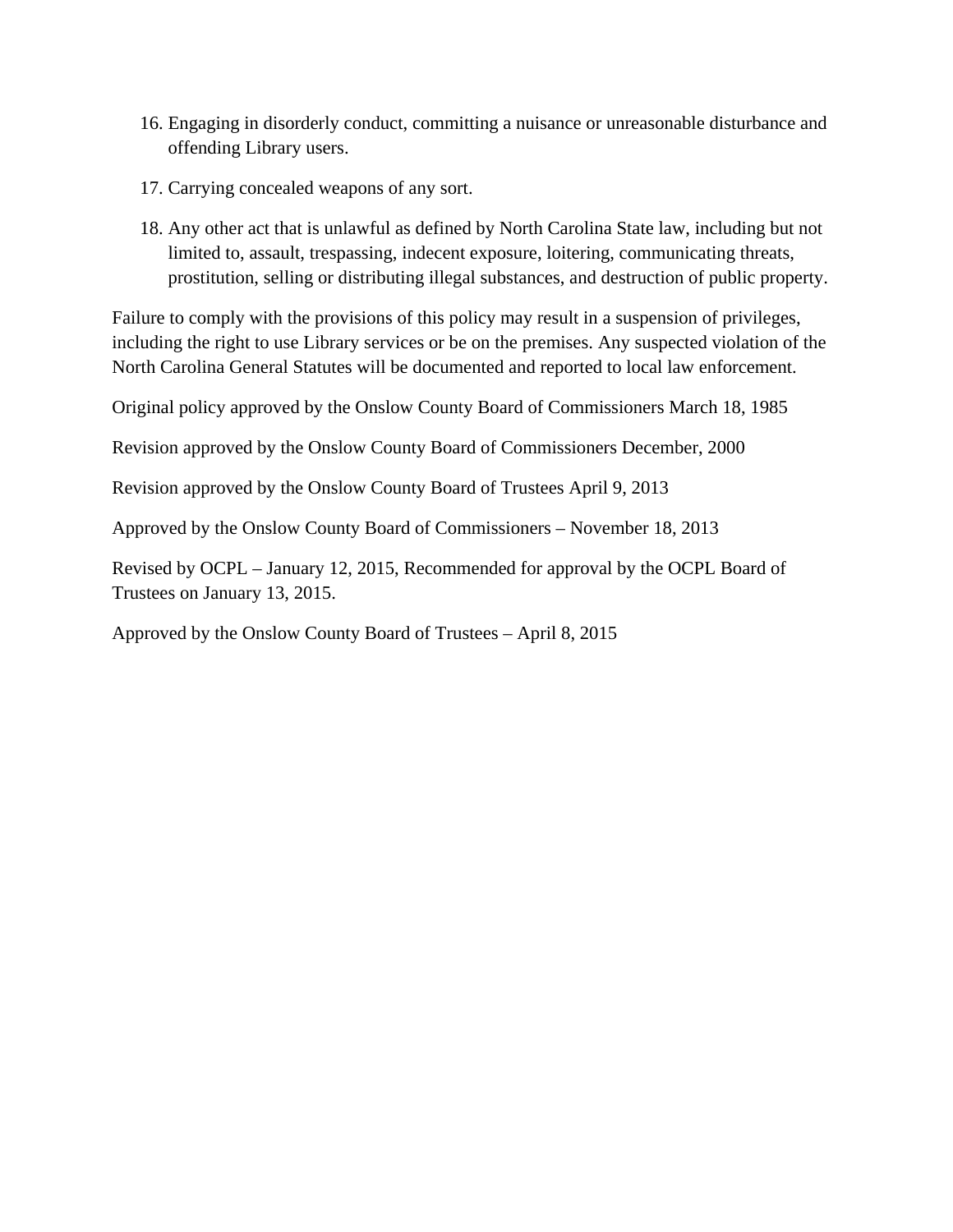16. Engaging in disorderly conduct, committing a nuisance or unreasonable disturbance and offending Library users.
17. Carrying concealed weapons of any sort.
18. Any other act that is unlawful as defined by North Carolina State law, including but not limited to, assault, trespassing, indecent exposure, loitering, communicating threats, prostitution, selling or distributing illegal substances, and destruction of public property.

Failure to comply with the provisions of this policy may result in a suspension of privileges, including the right to use Library services or be on the premises. Any suspected violation of the North Carolina General Statutes will be documented and reported to local law enforcement.

Original policy approved by the Onslow County Board of Commissioners March 18, 1985

Revision approved by the Onslow County Board of Commissioners December, 2000

Revision approved by the Onslow County Board of Trustees April 9, 2013

Approved by the Onslow County Board of Commissioners – November 18, 2013

Revised by OCPL – January 12, 2015, Recommended for approval by the OCPL Board of Trustees on January 13, 2015.

Approved by the Onslow County Board of Trustees – April 8, 2015